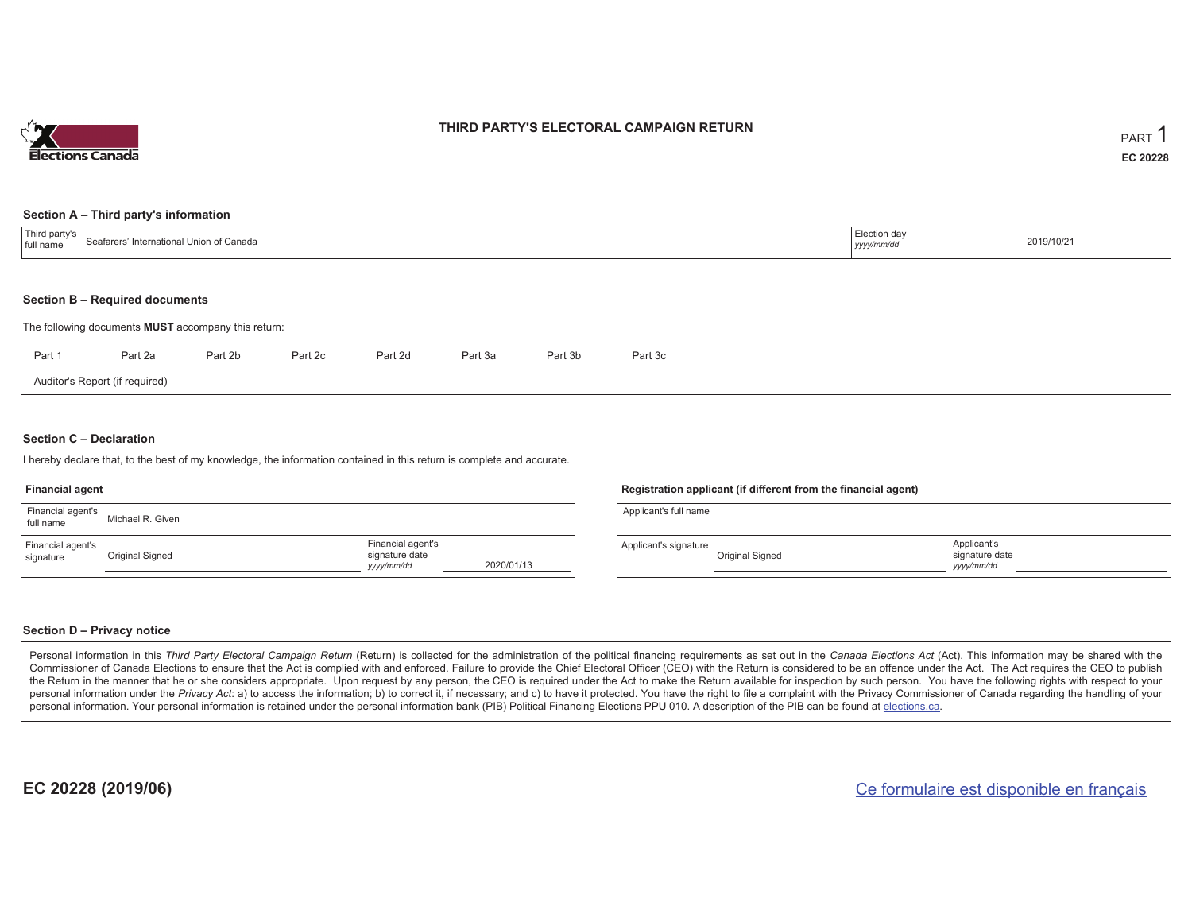Elections Canada

# THIRD PARTY'S ELECTORAL CAMPAIGN RETURN

PART 1

**EC 20228**

## Section A – Third party's information

| Third party's full name | Seafarers' International Union of Canada | Election day *yyyy/mm/dd* | 2019/10/21 |
|---|---|---|---|

## Section B – Required documents

The following documents **MUST** accompany this return:

Part 1 &nbsp; Part 2a &nbsp; Part 2b &nbsp; Part 2c &nbsp; Part 2d &nbsp; Part 3a &nbsp; Part 3b &nbsp; Part 3c

Auditor's Report (if required)

## Section C – Declaration

I hereby declare that, to the best of my knowledge, the information contained in this return is complete and accurate.

### Financial agent

| Financial agent's full name | Michael R. Given | | |
|---|---|---|---|
| Financial agent's signature | Original Signed | Financial agent's signature date *yyyy/mm/dd* | 2020/01/13 |

### Registration applicant (if different from the financial agent)

| Applicant's full name | | | |
|---|---|---|---|
| Applicant's signature | Original Signed | Applicant's signature date *yyyy/mm/dd* | |

## Section D – Privacy notice

Personal information in this *Third Party Electoral Campaign Return* (Return) is collected for the administration of the political financing requirements as set out in the *Canada Elections Act* (Act). This information may be shared with the Commissioner of Canada Elections to ensure that the Act is complied with and enforced. Failure to provide the Chief Electoral Officer (CEO) with the Return is considered to be an offence under the Act. The Act requires the CEO to publish the Return in the manner that he or she considers appropriate. Upon request by any person, the CEO is required under the Act to make the Return available for inspection by such person. You have the following rights with respect to your personal information under the *Privacy Act*: a) to access the information; b) to correct it, if necessary; and c) to have it protected. You have the right to file a complaint with the Privacy Commissioner of Canada regarding the handling of your personal information. Your personal information is retained under the personal information bank (PIB) Political Financing Elections PPU 010. A description of the PIB can be found at elections.ca.

**EC 20228 (2019/06)**

Ce formulaire est disponible en français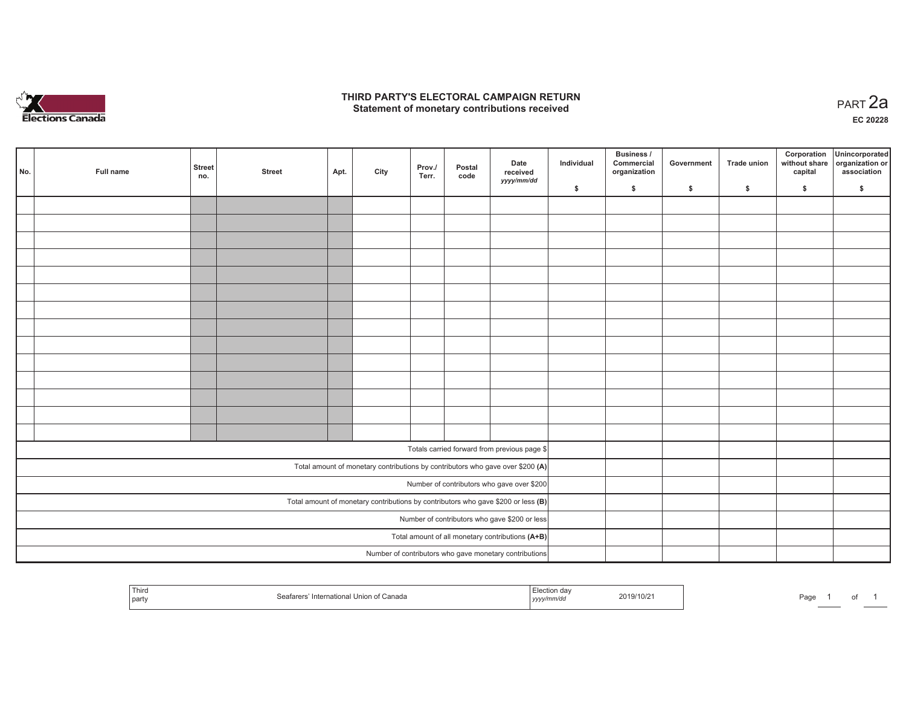# THIRD PARTY'S ELECTORAL CAMPAIGN RETURN
## Statement of monetary contributions received

PART 2a

**EC 20228**

| No. | Full name | Street no. | Street | Apt. | City | Prov./ Terr. | Postal code | Date received yyyy/mm/dd | Individual $ | Business / Commercial organization $ | Government $ | Trade union $ | Corporation without share capital $ | Unincorporated organization or association $ |
|---|---|---|---|---|---|---|---|---|---|---|---|---|---|---|
| | | | | | | | | | | | | | | |
| | | | | | | | | | | | | | | |
| | | | | | | | | | | | | | | |
| | | | | | | | | | | | | | | |
| | | | | | | | | | | | | | | |
| | | | | | | | | | | | | | | |
| | | | | | | | | | | | | | | |
| | | | | | | | | | | | | | | |
| | | | | | | | | | | | | | | |
| | | | | | | | | | | | | | | |
| | | | | | | | | | | | | | | |
| | | | | | | | | | | | | | | |
| | | | | | | | | | | | | | | |
| | | | | | | | | | | | | | | |
| Totals carried forward from previous page $ | | | | | | | | | | | | | | |
| Total amount of monetary contributions by contributors who gave over $200 **(A)** | | | | | | | | | | | | | | |
| Number of contributors who gave over $200 | | | | | | | | | | | | | | |
| Total amount of monetary contributions by contributors who gave $200 or less **(B)** | | | | | | | | | | | | | | |
| Number of contributors who gave $200 or less | | | | | | | | | | | | | | |
| Total amount of all monetary contributions **(A+B)** | | | | | | | | | | | | | | |
| Number of contributors who gave monetary contributions | | | | | | | | | | | | | | |

| Third party | Seafarers' International Union of Canada | Election day yyyy/mm/dd | 2019/10/21 |
|---|---|---|---|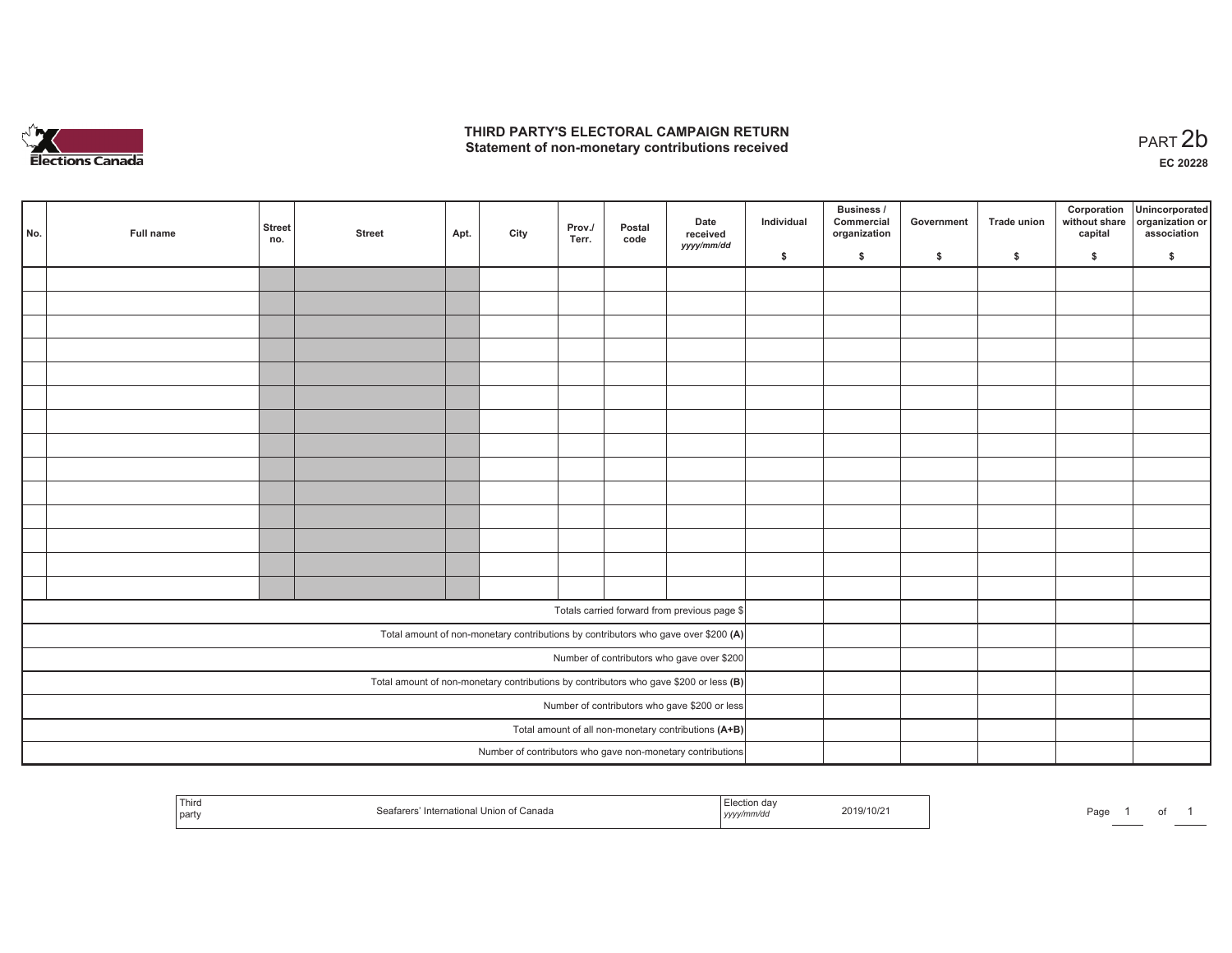# THIRD PARTY'S ELECTORAL CAMPAIGN RETURN
## Statement of non-monetary contributions received

PART 2b

EC 20228

| No. | Full name | Street no. | Street | Apt. | City | Prov./ Terr. | Postal code | Date received yyyy/mm/dd | Individual $ | Business / Commercial organization $ | Government $ | Trade union $ | Corporation without share capital $ | Unincorporated organization or association $ |
|---|---|---|---|---|---|---|---|---|---|---|---|---|---|---|
| | | | | | | | | | | | | | | |
| | | | | | | | | | | | | | | |
| | | | | | | | | | | | | | | |
| | | | | | | | | | | | | | | |
| | | | | | | | | | | | | | | |
| | | | | | | | | | | | | | | |
| | | | | | | | | | | | | | | |
| | | | | | | | | | | | | | | |
| | | | | | | | | | | | | | | |
| | | | | | | | | | | | | | | |
| | | | | | | | | | | | | | | |
| | | | | | | | | | | | | | | |
| | | | | | | | | | | | | | | |
| | | | | | | | | | | | | | | |
| Totals carried forward from previous page $ | | | | | | | | | | | | | | |
| Total amount of non-monetary contributions by contributors who gave over $200 **(A)** | | | | | | | | | | | | | | |
| Number of contributors who gave over $200 | | | | | | | | | | | | | | |
| Total amount of non-monetary contributions by contributors who gave $200 or less **(B)** | | | | | | | | | | | | | | |
| Number of contributors who gave $200 or less | | | | | | | | | | | | | | |
| Total amount of all non-monetary contributions **(A+B)** | | | | | | | | | | | | | | |
| Number of contributors who gave non-monetary contributions | | | | | | | | | | | | | | |

| Third party | Seafarers' International Union of Canada | Election day yyyy/mm/dd | 2019/10/21 |
|---|---|---|---|

Page 1 of 1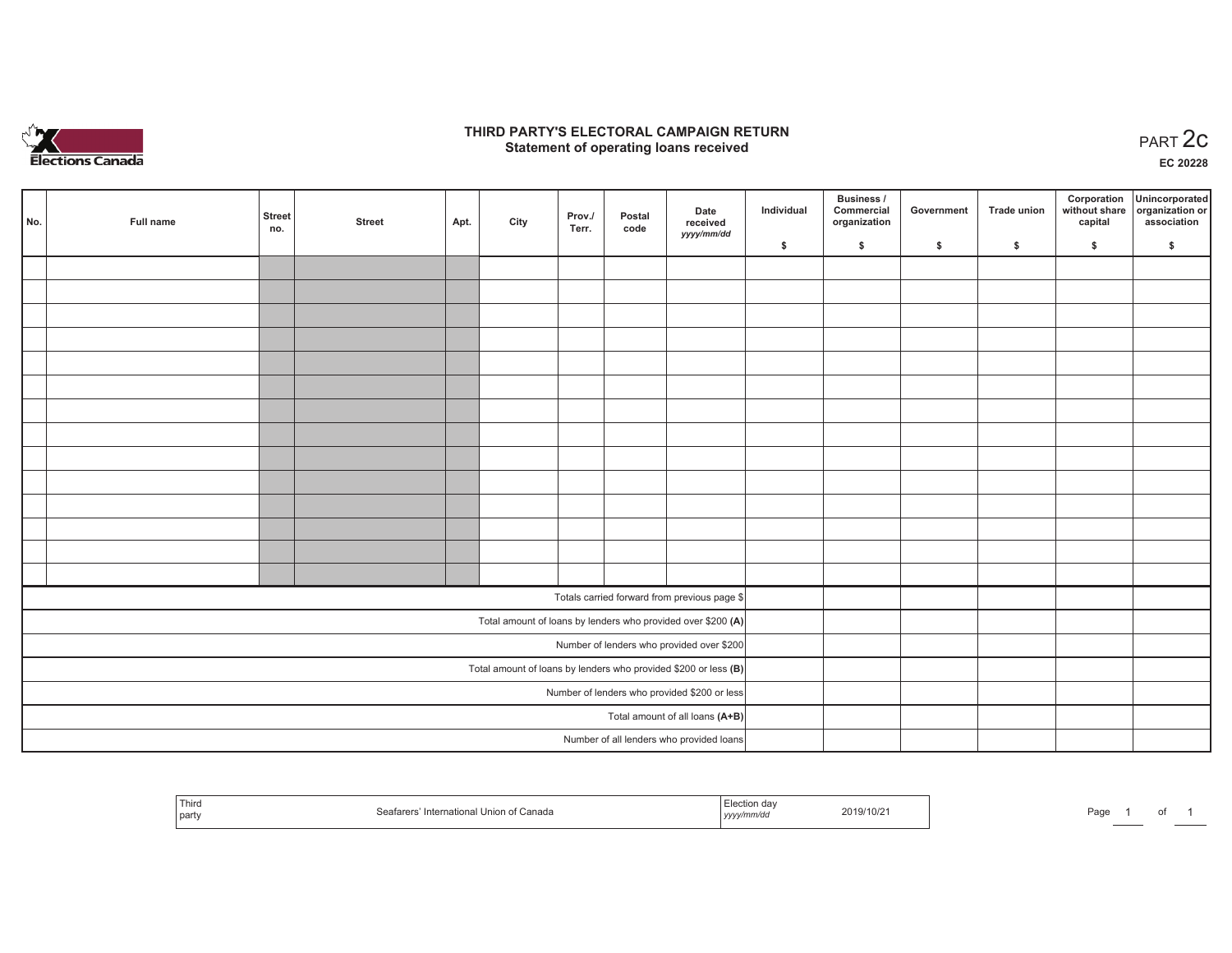# THIRD PARTY'S ELECTORAL CAMPAIGN RETURN
## Statement of operating loans received

PART 2c

EC 20228

| No. | Full name | Street no. | Street | Apt. | City | Prov./ Terr. | Postal code | Date received *yyyy/mm/dd* | Individual $ | Business / Commercial organization $ | Government $ | Trade union $ | Corporation without share capital $ | Unincorporated organization or association $ |
|---|---|---|---|---|---|---|---|---|---|---|---|---|---|---|
| | | | | | | | | | | | | | | |
| | | | | | | | | | | | | | | |
| | | | | | | | | | | | | | | |
| | | | | | | | | | | | | | | |
| | | | | | | | | | | | | | | |
| | | | | | | | | | | | | | | |
| | | | | | | | | | | | | | | |
| | | | | | | | | | | | | | | |
| | | | | | | | | | | | | | | |
| | | | | | | | | | | | | | | |
| | | | | | | | | | | | | | | |
| | | | | | | | | | | | | | | |
| | | | | | | | | | | | | | | |
| | | | | | | | | | | | | | | |
| Totals carried forward from previous page $ | | | | | | | | | | | | | | |
| Total amount of loans by lenders who provided over $200 **(A)** | | | | | | | | | | | | | | |
| Number of lenders who provided over $200 | | | | | | | | | | | | | | |
| Total amount of loans by lenders who provided $200 or less **(B)** | | | | | | | | | | | | | | |
| Number of lenders who provided $200 or less | | | | | | | | | | | | | | |
| Total amount of all loans **(A+B)** | | | | | | | | | | | | | | |
| Number of all lenders who provided loans | | | | | | | | | | | | | | |

| Third party | Seafarers' International Union of Canada | Election day *yyyy/mm/dd* | 2019/10/21 |
|---|---|---|---|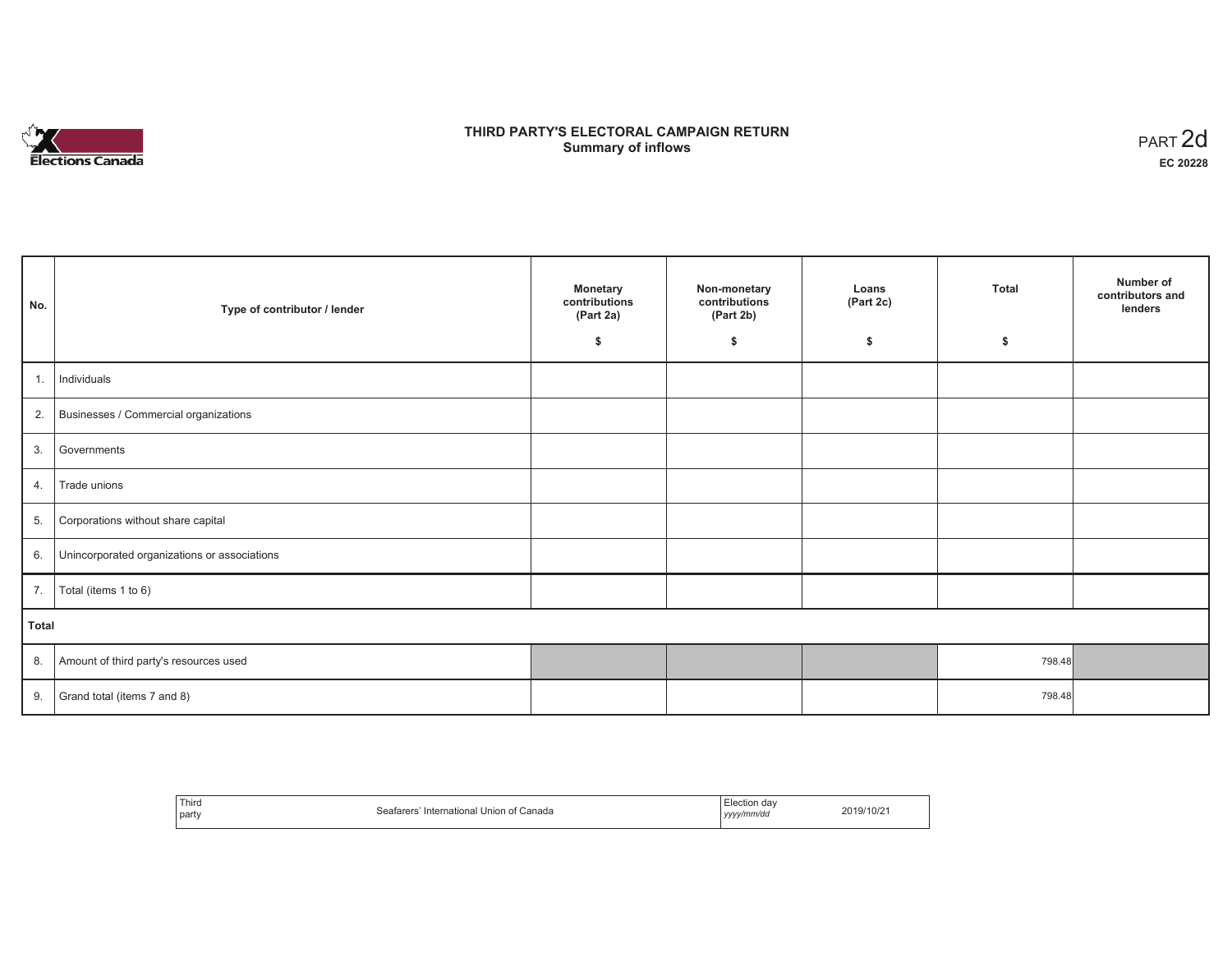# THIRD PARTY'S ELECTORAL CAMPAIGN RETURN
## Summary of inflows

PART 2d
**EC 20228**

| No. | Type of contributor / lender | Monetary contributions (Part 2a) $ | Non-monetary contributions (Part 2b) $ | Loans (Part 2c) $ | Total $ | Number of contributors and lenders |
|---|---|---|---|---|---|---|
| 1. | Individuals | | | | | |
| 2. | Businesses / Commercial organizations | | | | | |
| 3. | Governments | | | | | |
| 4. | Trade unions | | | | | |
| 5. | Corporations without share capital | | | | | |
| 6. | Unincorporated organizations or associations | | | | | |
| 7. | Total (items 1 to 6) | | | | | |
| **Total** | | | | | | |
| 8. | Amount of third party's resources used | | | | 798.48 | |
| 9. | Grand total (items 7 and 8) | | | | 798.48 | |

| Third party | Seafarers' International Union of Canada | Election day *yyyy/mm/dd* | 2019/10/21 |
|---|---|---|---|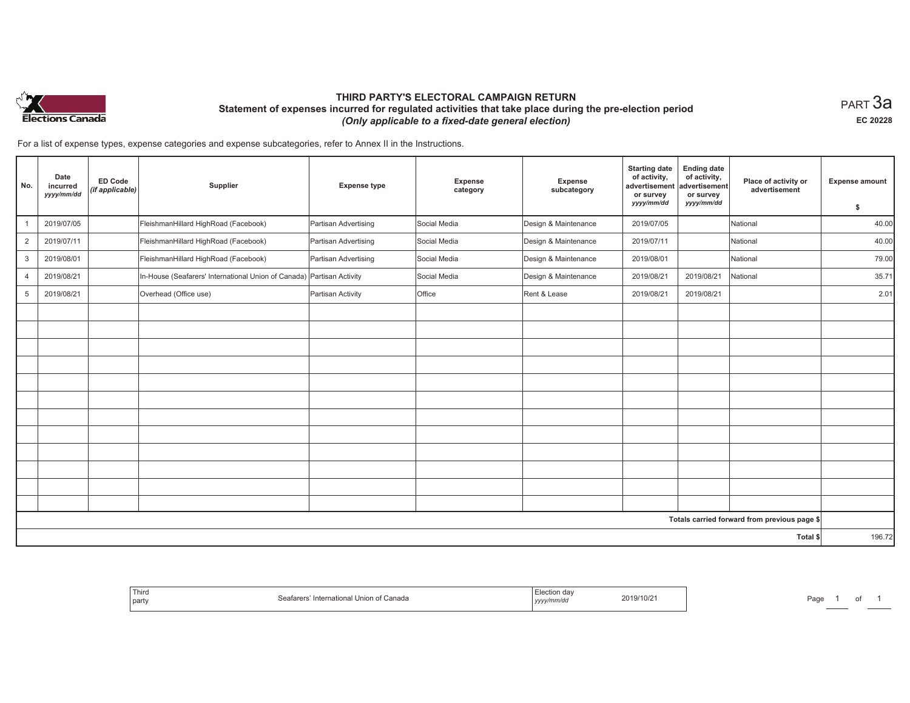# THIRD PARTY'S ELECTORAL CAMPAIGN RETURN

## Statement of expenses incurred for regulated activities that take place during the pre-election period

*(Only applicable to a fixed-date general election)*

PART 3a

EC 20228

For a list of expense types, expense categories and expense subcategories, refer to Annex II in the Instructions.

| No. | Date incurred *yyyy/mm/dd* | ED Code *(if applicable)* | Supplier | Expense type | Expense category | Expense subcategory | Starting date of activity, advertisement or survey *yyyy/mm/dd* | Ending date of activity, advertisement or survey *yyyy/mm/dd* | Place of activity or advertisement | Expense amount $ |
|---|---|---|---|---|---|---|---|---|---|---|
| 1 | 2019/07/05 | | FleishmanHillard HighRoad (Facebook) | Partisan Advertising | Social Media | Design & Maintenance | 2019/07/05 | | National | 40.00 |
| 2 | 2019/07/11 | | FleishmanHillard HighRoad (Facebook) | Partisan Advertising | Social Media | Design & Maintenance | 2019/07/11 | | National | 40.00 |
| 3 | 2019/08/01 | | FleishmanHillard HighRoad (Facebook) | Partisan Advertising | Social Media | Design & Maintenance | 2019/08/01 | | National | 79.00 |
| 4 | 2019/08/21 | | In-House (Seafarers' International Union of Canada) | Partisan Activity | Social Media | Design & Maintenance | 2019/08/21 | 2019/08/21 | National | 35.71 |
| 5 | 2019/08/21 | | Overhead (Office use) | Partisan Activity | Office | Rent & Lease | 2019/08/21 | 2019/08/21 | | 2.01 |
| | | | | | | | | | Totals carried forward from previous page $ | |
| | | | | | | | | | Total $ | 196.72 |

| Third party | Seafarers' International Union of Canada | Election day *yyyy/mm/dd* | 2019/10/21 |
|---|---|---|---|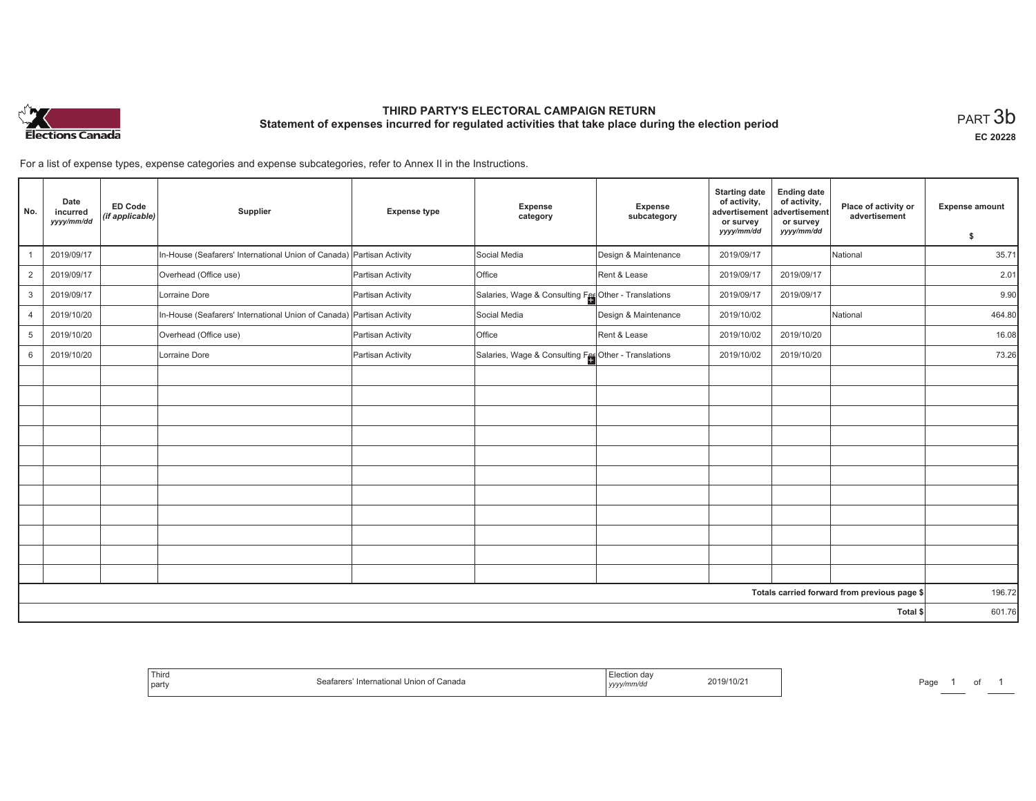# THIRD PARTY'S ELECTORAL CAMPAIGN RETURN

## Statement of expenses incurred for regulated activities that take place during the election period

PART 3b

EC 20228

For a list of expense types, expense categories and expense subcategories, refer to Annex II in the Instructions.

| No. | Date incurred *yyyy/mm/dd* | ED Code *(if applicable)* | Supplier | Expense type | Expense category | Expense subcategory | Starting date of activity, advertisement or survey *yyyy/mm/dd* | Ending date of activity, advertisement or survey *yyyy/mm/dd* | Place of activity or advertisement | Expense amount $ |
|---|---|---|---|---|---|---|---|---|---|---|
| 1 | 2019/09/17 | | In-House (Seafarers' International Union of Canada) | Partisan Activity | Social Media | Design & Maintenance | 2019/09/17 | | National | 35.71 |
| 2 | 2019/09/17 | | Overhead (Office use) | Partisan Activity | Office | Rent & Lease | 2019/09/17 | 2019/09/17 | | 2.01 |
| 3 | 2019/09/17 | | Lorraine Dore | Partisan Activity | Salaries, Wage & Consulting Fee | Other - Translations | 2019/09/17 | 2019/09/17 | | 9.90 |
| 4 | 2019/10/20 | | In-House (Seafarers' International Union of Canada) | Partisan Activity | Social Media | Design & Maintenance | 2019/10/02 | | National | 464.80 |
| 5 | 2019/10/20 | | Overhead (Office use) | Partisan Activity | Office | Rent & Lease | 2019/10/02 | 2019/10/20 | | 16.08 |
| 6 | 2019/10/20 | | Lorraine Dore | Partisan Activity | Salaries, Wage & Consulting Fee | Other - Translations | 2019/10/02 | 2019/10/20 | | 73.26 |
| | | | | | | | | | Totals carried forward from previous page $ | 196.72 |
| | | | | | | | | | Total $ | 601.76 |

| Third party | Seafarers' International Union of Canada | Election day *yyyy/mm/dd* | 2019/10/21 |
|---|---|---|---|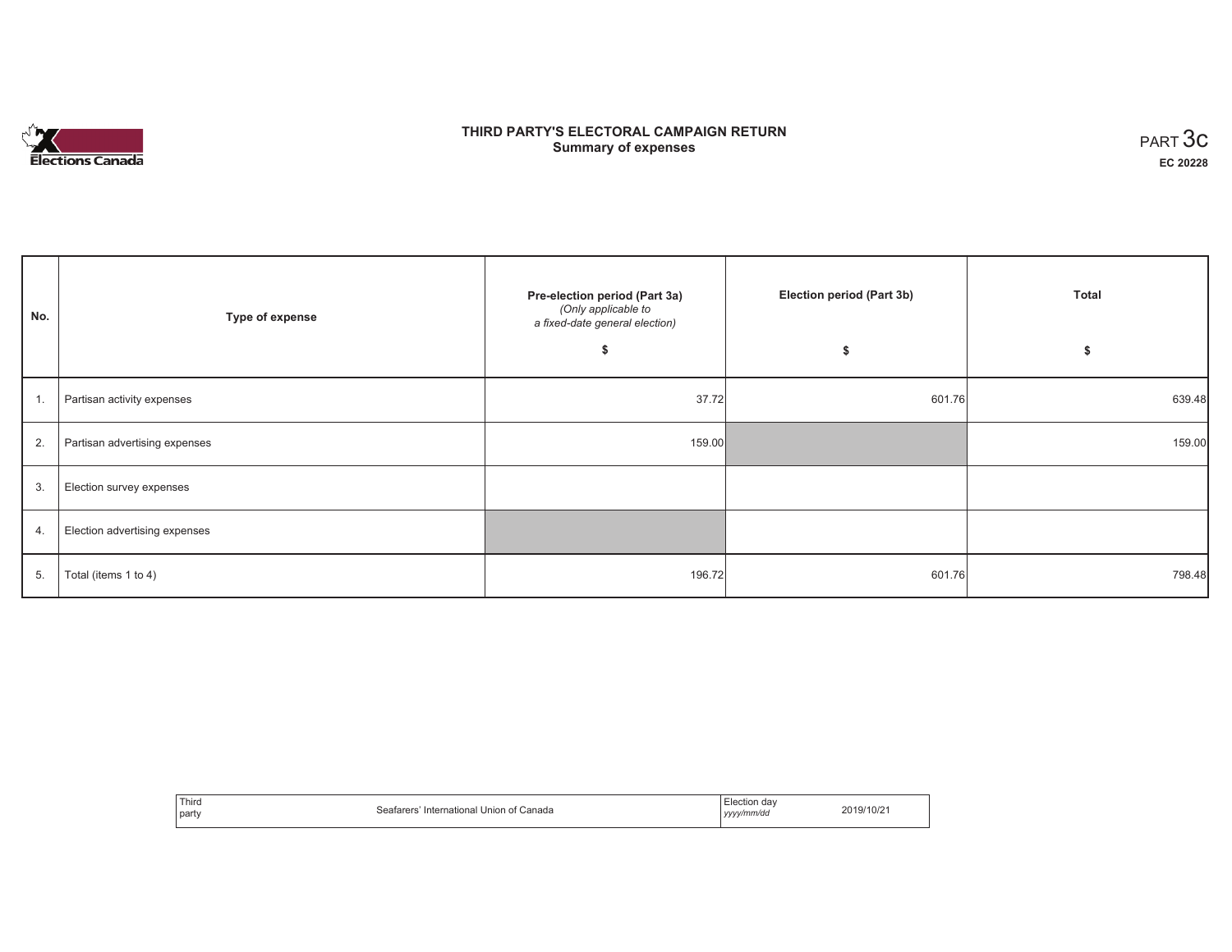# THIRD PARTY'S ELECTORAL CAMPAIGN RETURN
## Summary of expenses

PART 3c

**EC 20228**

| No. | Type of expense | Pre-election period (Part 3a) *(Only applicable to a fixed-date general election)* $ | Election period (Part 3b) $ | Total $ |
|---|---|---|---|---|
| 1. | Partisan activity expenses | 37.72 | 601.76 | 639.48 |
| 2. | Partisan advertising expenses | 159.00 | | 159.00 |
| 3. | Election survey expenses | | | |
| 4. | Election advertising expenses | | | |
| 5. | Total (items 1 to 4) | 196.72 | 601.76 | 798.48 |

| Third party | Seafarers' International Union of Canada | Election day *yyyy/mm/dd* | 2019/10/21 |
|---|---|---|---|